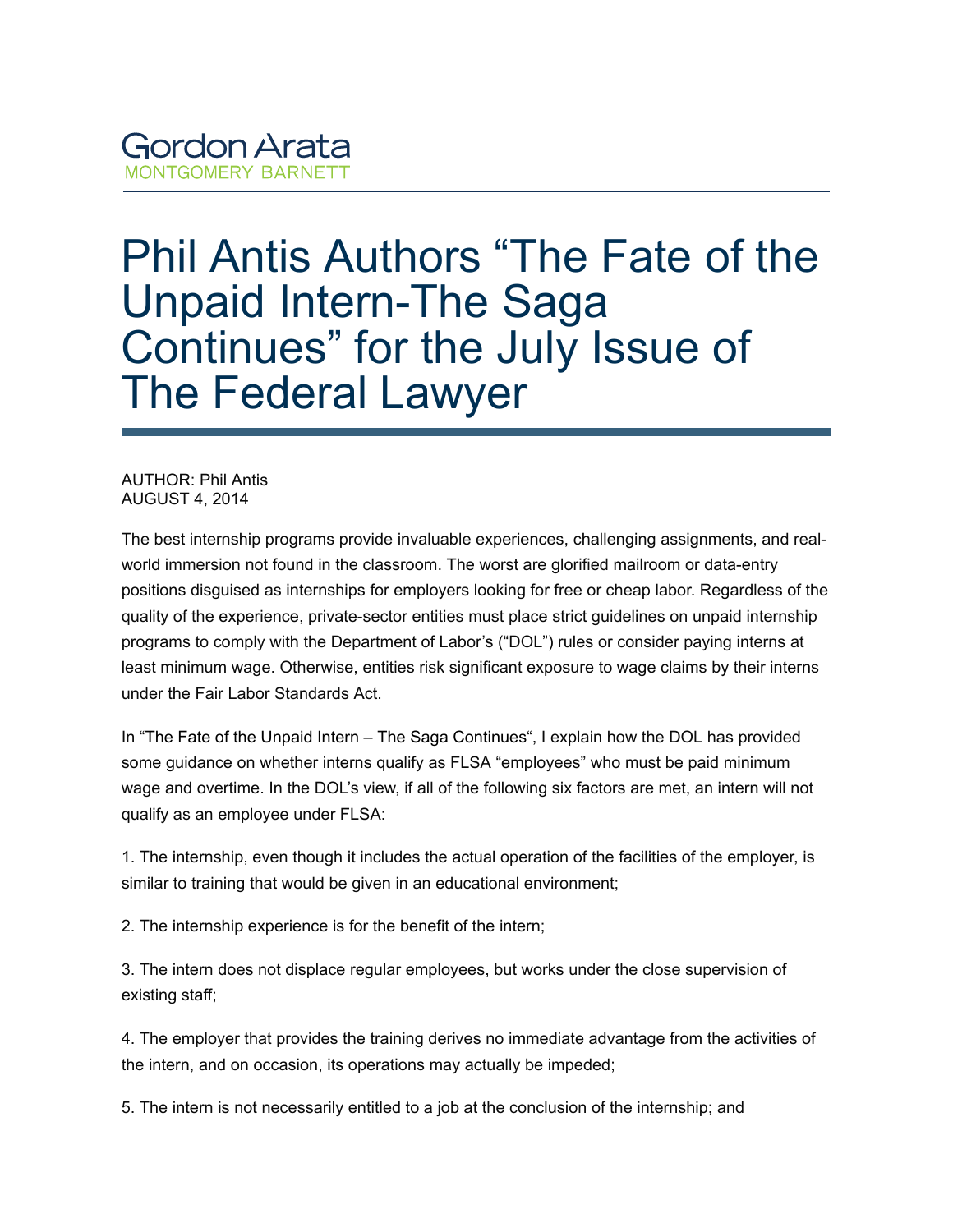Gordon Arata
MONTGOMERY BARNETT

# Phil Antis Authors "The Fate of the Unpaid Intern-The Saga Continues" for the July Issue of The Federal Lawyer

AUTHOR: Phil Antis
AUGUST 4, 2014

The best internship programs provide invaluable experiences, challenging assignments, and real-world immersion not found in the classroom. The worst are glorified mailroom or data-entry positions disguised as internships for employers looking for free or cheap labor. Regardless of the quality of the experience, private-sector entities must place strict guidelines on unpaid internship programs to comply with the Department of Labor's ("DOL") rules or consider paying interns at least minimum wage. Otherwise, entities risk significant exposure to wage claims by their interns under the Fair Labor Standards Act.

In "The Fate of the Unpaid Intern – The Saga Continues", I explain how the DOL has provided some guidance on whether interns qualify as FLSA "employees" who must be paid minimum wage and overtime. In the DOL's view, if all of the following six factors are met, an intern will not qualify as an employee under FLSA:

1. The internship, even though it includes the actual operation of the facilities of the employer, is similar to training that would be given in an educational environment;

2. The internship experience is for the benefit of the intern;

3. The intern does not displace regular employees, but works under the close supervision of existing staff;

4. The employer that provides the training derives no immediate advantage from the activities of the intern, and on occasion, its operations may actually be impeded;

5. The intern is not necessarily entitled to a job at the conclusion of the internship; and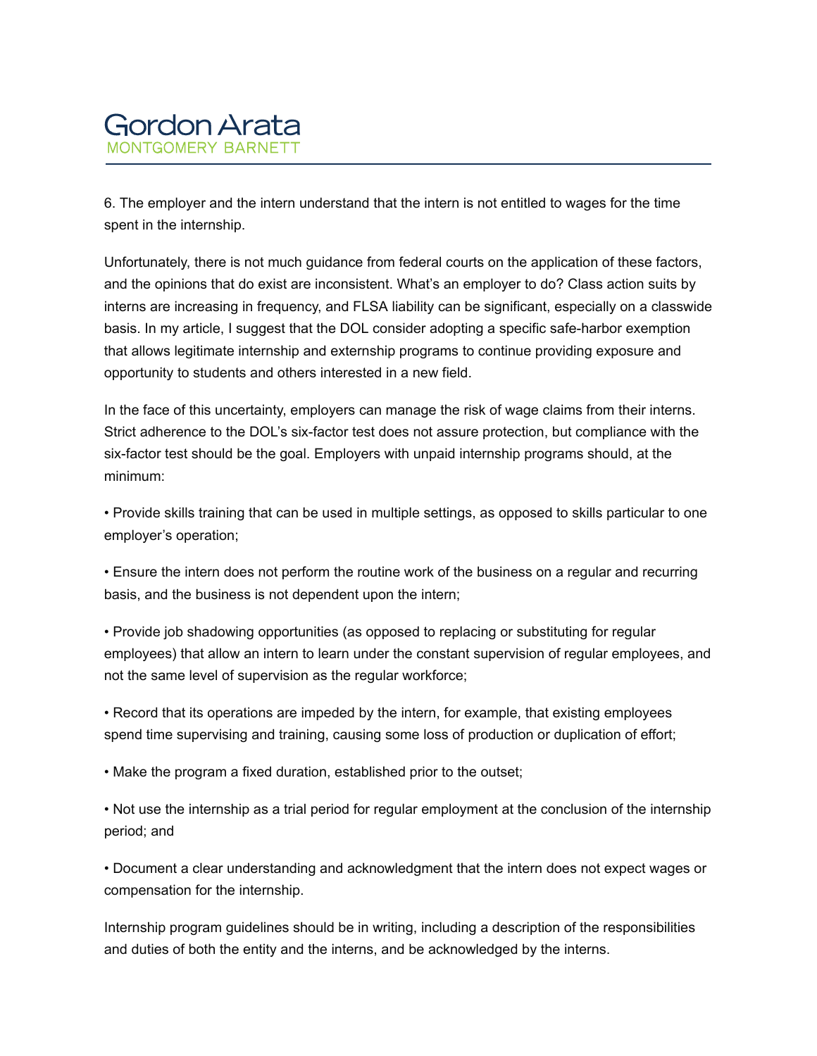6. The employer and the intern understand that the intern is not entitled to wages for the time spent in the internship.

Unfortunately, there is not much guidance from federal courts on the application of these factors, and the opinions that do exist are inconsistent. What's an employer to do? Class action suits by interns are increasing in frequency, and FLSA liability can be significant, especially on a classwide basis. In my article, I suggest that the DOL consider adopting a specific safe-harbor exemption that allows legitimate internship and externship programs to continue providing exposure and opportunity to students and others interested in a new field.

In the face of this uncertainty, employers can manage the risk of wage claims from their interns. Strict adherence to the DOL's six-factor test does not assure protection, but compliance with the six-factor test should be the goal. Employers with unpaid internship programs should, at the minimum:

- Provide skills training that can be used in multiple settings, as opposed to skills particular to one employer's operation;
- Ensure the intern does not perform the routine work of the business on a regular and recurring basis, and the business is not dependent upon the intern;
- Provide job shadowing opportunities (as opposed to replacing or substituting for regular employees) that allow an intern to learn under the constant supervision of regular employees, and not the same level of supervision as the regular workforce;
- Record that its operations are impeded by the intern, for example, that existing employees spend time supervising and training, causing some loss of production or duplication of effort;
- Make the program a fixed duration, established prior to the outset;
- Not use the internship as a trial period for regular employment at the conclusion of the internship period; and
- Document a clear understanding and acknowledgment that the intern does not expect wages or compensation for the internship.

Internship program guidelines should be in writing, including a description of the responsibilities and duties of both the entity and the interns, and be acknowledged by the interns.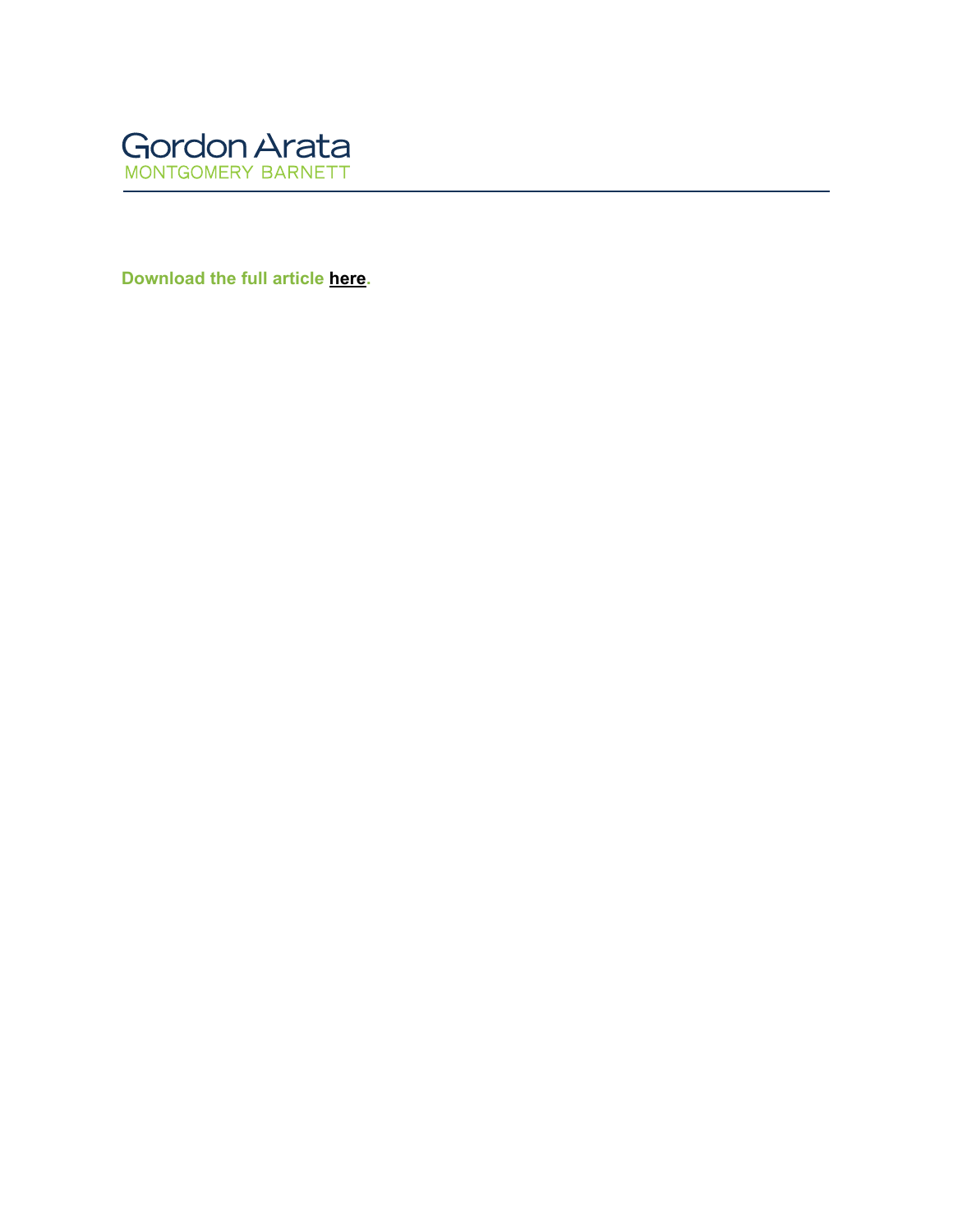**Download the full article here.**